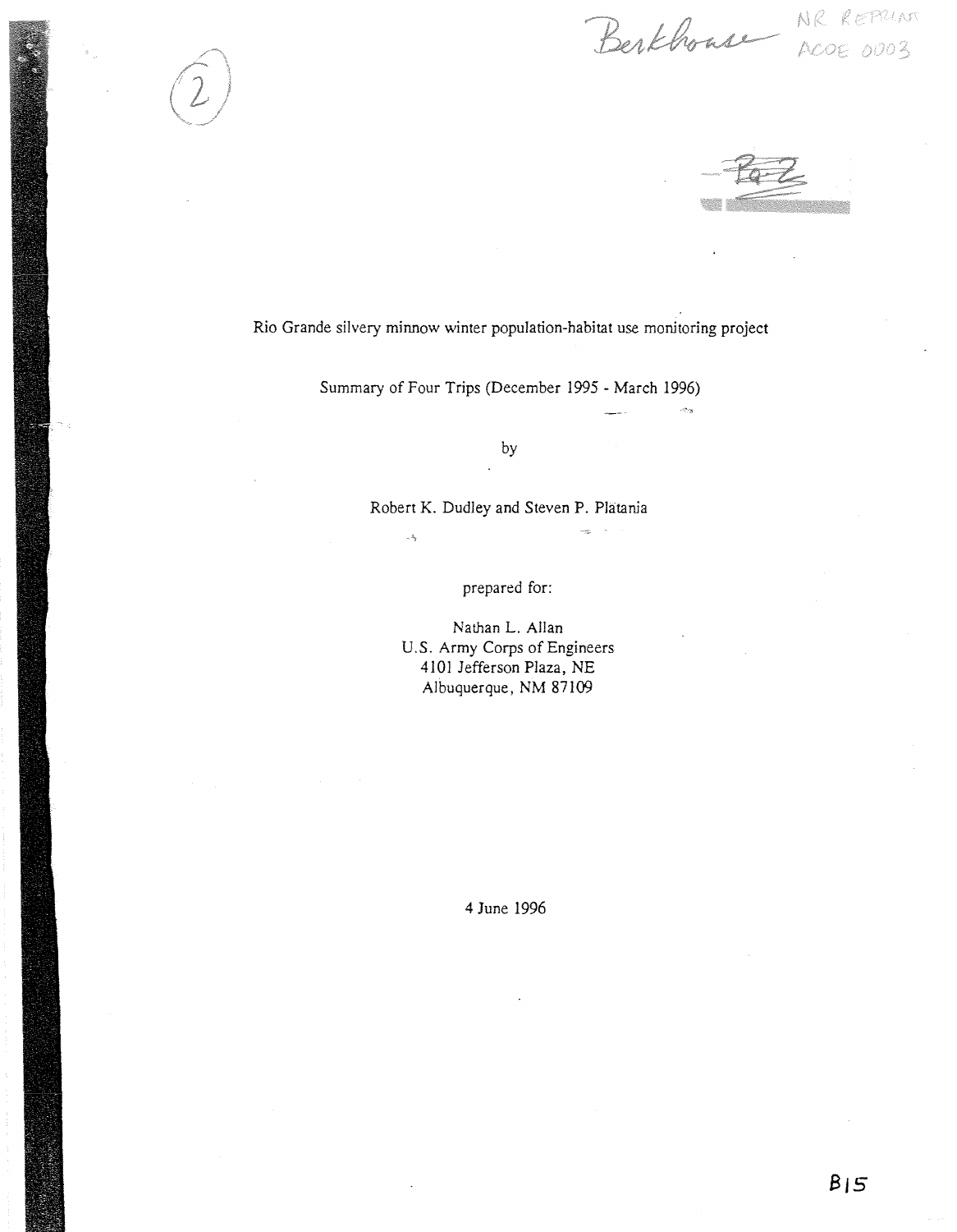Berkhouse NR REPRINT ACOE 0003

(2)

Rio Grande silvery minnow winter population-habitat use monitoring project

Summary of Four Trips (December 1995 - March 1996)

by

Robert K. Dudley and Steven P. Platania

prepared for:

Nathan L. Allan
U.S. Army Corps of Engineers
4101 Jefferson Plaza, NE
Albuquerque, NM 87109

4 June 1996

B15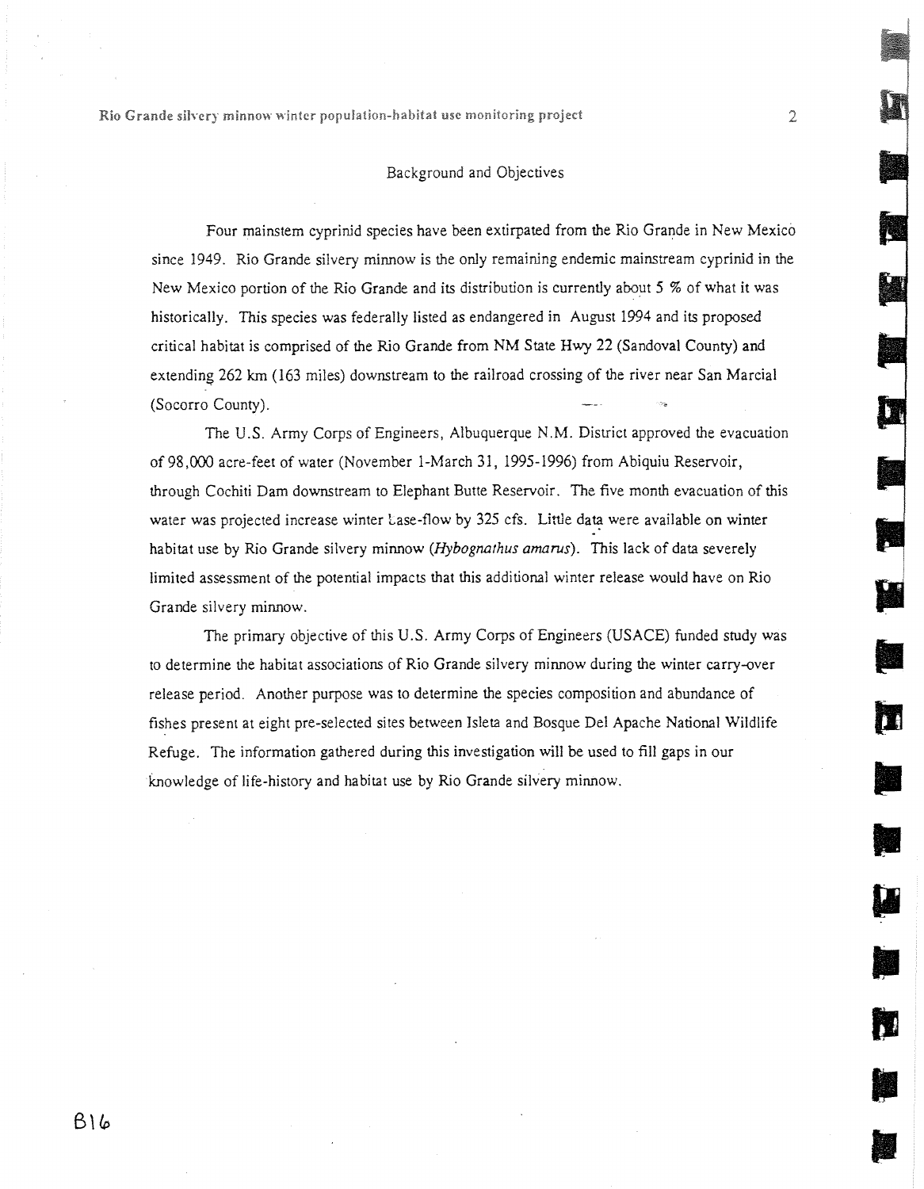## Background and Objectives

Four mainstem cyprinid species have been extirpated from the Rio Grande in New Mexico since 1949. Rio Grande silvery minnow is the only remaining endemic mainstream cyprinid in the New Mexico portion of the Rio Grande and its distribution is currently about 5 % of what it was historically. This species was federally listed as endangered in August 1994 and its proposed critical habitat is comprised of the Rio Grande from NM State Hwy 22 (Sandoval County) and extending 262 km (163 miles) downstream to the railroad crossing of the river near San Marcial (Socorro County).

The U.S. Army Corps of Engineers, Albuquerque N.M. District approved the evacuation of 98,000 acre-feet of water (November 1-March 31, 1995-1996) from Abiquiu Reservoir, through Cochiti Dam downstream to Elephant Butte Reservoir. The five month evacuation of this water was projected increase winter base-flow by 325 cfs. Little data were available on winter habitat use by Rio Grande silvery minnow (*Hybognathus amarus*). This lack of data severely limited assessment of the potential impacts that this additional winter release would have on Rio Grande silvery minnow.

The primary objective of this U.S. Army Corps of Engineers (USACE) funded study was to determine the habitat associations of Rio Grande silvery minnow during the winter carry-over release period. Another purpose was to determine the species composition and abundance of fishes present at eight pre-selected sites between Isleta and Bosque Del Apache National Wildlife Refuge. The information gathered during this investigation will be used to fill gaps in our knowledge of life-history and habitat use by Rio Grande silvery minnow.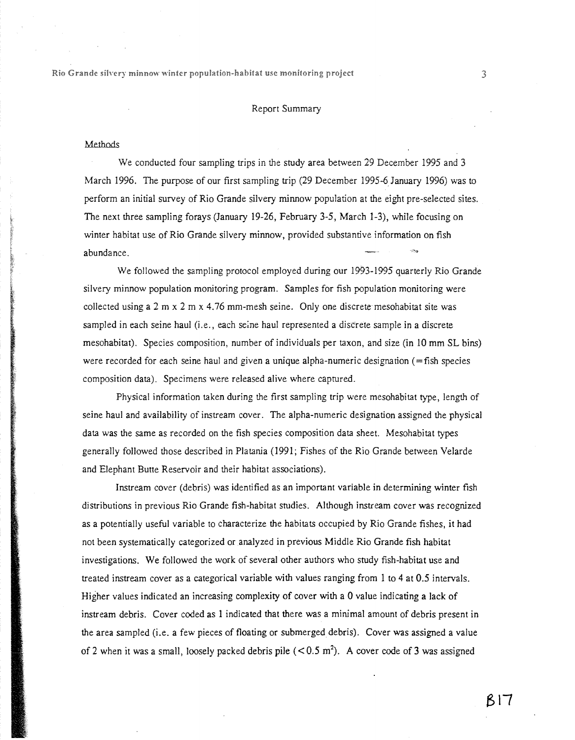## Report Summary

### Methods

We conducted four sampling trips in the study area between 29 December 1995 and 3 March 1996. The purpose of our first sampling trip (29 December 1995-6 January 1996) was to perform an initial survey of Rio Grande silvery minnow population at the eight pre-selected sites. The next three sampling forays (January 19-26, February 3-5, March 1-3), while focusing on winter habitat use of Rio Grande silvery minnow, provided substantive information on fish abundance.

We followed the sampling protocol employed during our 1993-1995 quarterly Rio Grande silvery minnow population monitoring program. Samples for fish population monitoring were collected using a 2 m x 2 m x 4.76 mm-mesh seine. Only one discrete mesohabitat site was sampled in each seine haul (i.e., each seine haul represented a discrete sample in a discrete mesohabitat). Species composition, number of individuals per taxon, and size (in 10 mm SL bins) were recorded for each seine haul and given a unique alpha-numeric designation (=fish species composition data). Specimens were released alive where captured.

Physical information taken during the first sampling trip were mesohabitat type, length of seine haul and availability of instream cover. The alpha-numeric designation assigned the physical data was the same as recorded on the fish species composition data sheet. Mesohabitat types generally followed those described in Platania (1991; Fishes of the Rio Grande between Velarde and Elephant Butte Reservoir and their habitat associations).

Instream cover (debris) was identified as an important variable in determining winter fish distributions in previous Rio Grande fish-habitat studies. Although instream cover was recognized as a potentially useful variable to characterize the habitats occupied by Rio Grande fishes, it had not been systematically categorized or analyzed in previous Middle Rio Grande fish habitat investigations. We followed the work of several other authors who study fish-habitat use and treated instream cover as a categorical variable with values ranging from 1 to 4 at 0.5 intervals. Higher values indicated an increasing complexity of cover with a 0 value indicating a lack of instream debris. Cover coded as 1 indicated that there was a minimal amount of debris present in the area sampled (i.e. a few pieces of floating or submerged debris). Cover was assigned a value of 2 when it was a small, loosely packed debris pile ($< 0.5$ m$^2$). A cover code of 3 was assigned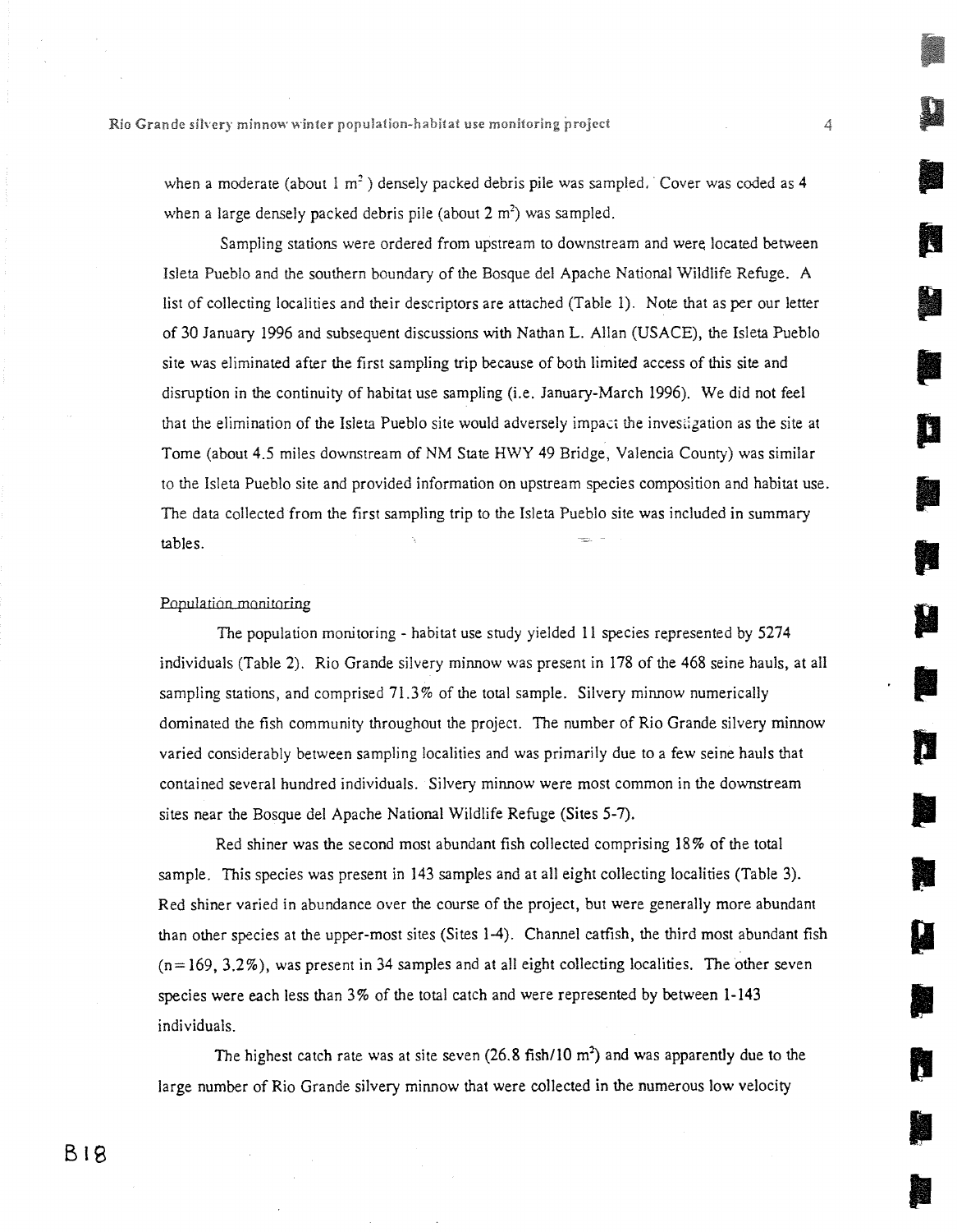when a moderate (about 1 $m^2$ ) densely packed debris pile was sampled. Cover was coded as 4 when a large densely packed debris pile (about 2 $m^2$) was sampled.

Sampling stations were ordered from upstream to downstream and were located between Isleta Pueblo and the southern boundary of the Bosque del Apache National Wildlife Refuge. A list of collecting localities and their descriptors are attached (Table 1). Note that as per our letter of 30 January 1996 and subsequent discussions with Nathan L. Allan (USACE), the Isleta Pueblo site was eliminated after the first sampling trip because of both limited access of this site and disruption in the continuity of habitat use sampling (i.e. January-March 1996). We did not feel that the elimination of the Isleta Pueblo site would adversely impact the investigation as the site at Tome (about 4.5 miles downstream of NM State HWY 49 Bridge, Valencia County) was similar to the Isleta Pueblo site and provided information on upstream species composition and habitat use. The data collected from the first sampling trip to the Isleta Pueblo site was included in summary tables.

Population monitoring

The population monitoring - habitat use study yielded 11 species represented by 5274 individuals (Table 2). Rio Grande silvery minnow was present in 178 of the 468 seine hauls, at all sampling stations, and comprised 71.3% of the total sample. Silvery minnow numerically dominated the fish community throughout the project. The number of Rio Grande silvery minnow varied considerably between sampling localities and was primarily due to a few seine hauls that contained several hundred individuals. Silvery minnow were most common in the downstream sites near the Bosque del Apache National Wildlife Refuge (Sites 5-7).

Red shiner was the second most abundant fish collected comprising 18% of the total sample. This species was present in 143 samples and at all eight collecting localities (Table 3). Red shiner varied in abundance over the course of the project, but were generally more abundant than other species at the upper-most sites (Sites 1-4). Channel catfish, the third most abundant fish (n=169, 3.2%), was present in 34 samples and at all eight collecting localities. The other seven species were each less than 3% of the total catch and were represented by between 1-143 individuals.

The highest catch rate was at site seven (26.8 fish/10 $m^2$) and was apparently due to the large number of Rio Grande silvery minnow that were collected in the numerous low velocity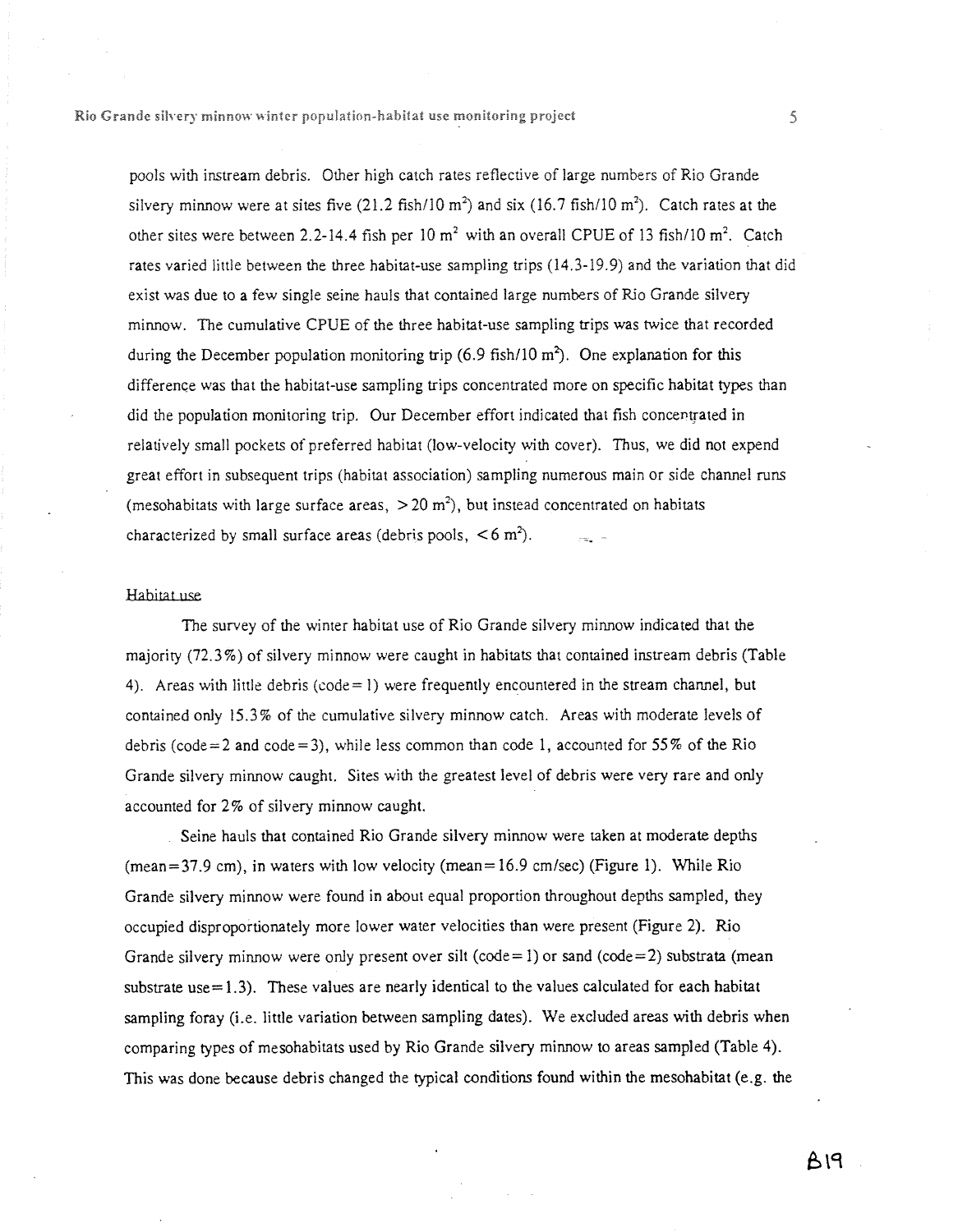pools with instream debris. Other high catch rates reflective of large numbers of Rio Grande silvery minnow were at sites five (21.2 fish/10 $m^2$) and six (16.7 fish/10 $m^2$). Catch rates at the other sites were between 2.2-14.4 fish per 10 $m^2$ with an overall CPUE of 13 fish/10 $m^2$. Catch rates varied little between the three habitat-use sampling trips (14.3-19.9) and the variation that did exist was due to a few single seine hauls that contained large numbers of Rio Grande silvery minnow. The cumulative CPUE of the three habitat-use sampling trips was twice that recorded during the December population monitoring trip (6.9 fish/10 $m^2$). One explanation for this difference was that the habitat-use sampling trips concentrated more on specific habitat types than did the population monitoring trip. Our December effort indicated that fish concentrated in relatively small pockets of preferred habitat (low-velocity with cover). Thus, we did not expend great effort in subsequent trips (habitat association) sampling numerous main or side channel runs (mesohabitats with large surface areas, $>20$ $m^2$), but instead concentrated on habitats characterized by small surface areas (debris pools, $<6$ $m^2$).

## Habitat use

The survey of the winter habitat use of Rio Grande silvery minnow indicated that the majority (72.3%) of silvery minnow were caught in habitats that contained instream debris (Table 4). Areas with little debris (code=1) were frequently encountered in the stream channel, but contained only 15.3% of the cumulative silvery minnow catch. Areas with moderate levels of debris (code=2 and code=3), while less common than code 1, accounted for 55% of the Rio Grande silvery minnow caught. Sites with the greatest level of debris were very rare and only accounted for 2% of silvery minnow caught.

Seine hauls that contained Rio Grande silvery minnow were taken at moderate depths (mean=37.9 cm), in waters with low velocity (mean=16.9 cm/sec) (Figure 1). While Rio Grande silvery minnow were found in about equal proportion throughout depths sampled, they occupied disproportionately more lower water velocities than were present (Figure 2). Rio Grande silvery minnow were only present over silt (code=1) or sand (code=2) substrata (mean substrate use=1.3). These values are nearly identical to the values calculated for each habitat sampling foray (i.e. little variation between sampling dates). We excluded areas with debris when comparing types of mesohabitats used by Rio Grande silvery minnow to areas sampled (Table 4). This was done because debris changed the typical conditions found within the mesohabitat (e.g. the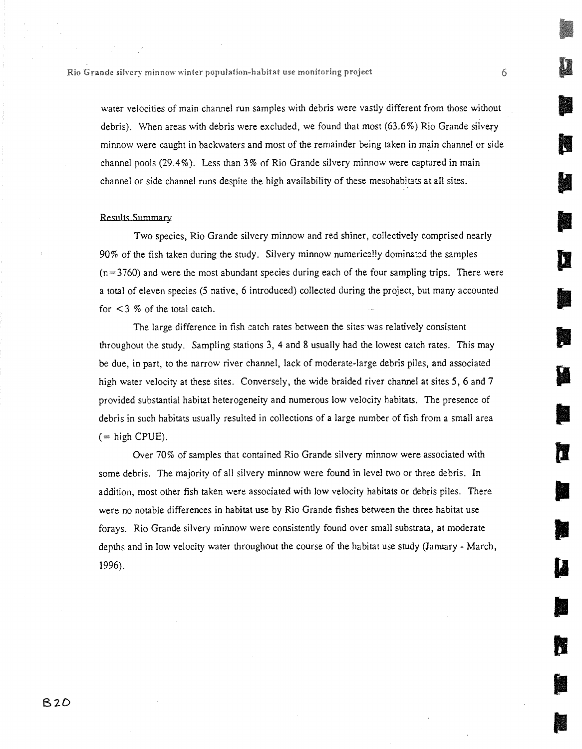water velocities of main channel run samples with debris were vastly different from those without debris). When areas with debris were excluded, we found that most (63.6%) Rio Grande silvery minnow were caught in backwaters and most of the remainder being taken in main channel or side channel pools (29.4%). Less than 3% of Rio Grande silvery minnow were captured in main channel or side channel runs despite the high availability of these mesohabitats at all sites.

## Results Summary

Two species, Rio Grande silvery minnow and red shiner, collectively comprised nearly 90% of the fish taken during the study. Silvery minnow numerically dominated the samples (n=3760) and were the most abundant species during each of the four sampling trips. There were a total of eleven species (5 native, 6 introduced) collected during the project, but many accounted for <3 % of the total catch.

The large difference in fish catch rates between the sites was relatively consistent throughout the study. Sampling stations 3, 4 and 8 usually had the lowest catch rates. This may be due, in part, to the narrow river channel, lack of moderate-large debris piles, and associated high water velocity at these sites. Conversely, the wide braided river channel at sites 5, 6 and 7 provided substantial habitat heterogeneity and numerous low velocity habitats. The presence of debris in such habitats usually resulted in collections of a large number of fish from a small area (= high CPUE).

Over 70% of samples that contained Rio Grande silvery minnow were associated with some debris. The majority of all silvery minnow were found in level two or three debris. In addition, most other fish taken were associated with low velocity habitats or debris piles. There were no notable differences in habitat use by Rio Grande fishes between the three habitat use forays. Rio Grande silvery minnow were consistently found over small substrata, at moderate depths and in low velocity water throughout the course of the habitat use study (January - March, 1996).

B20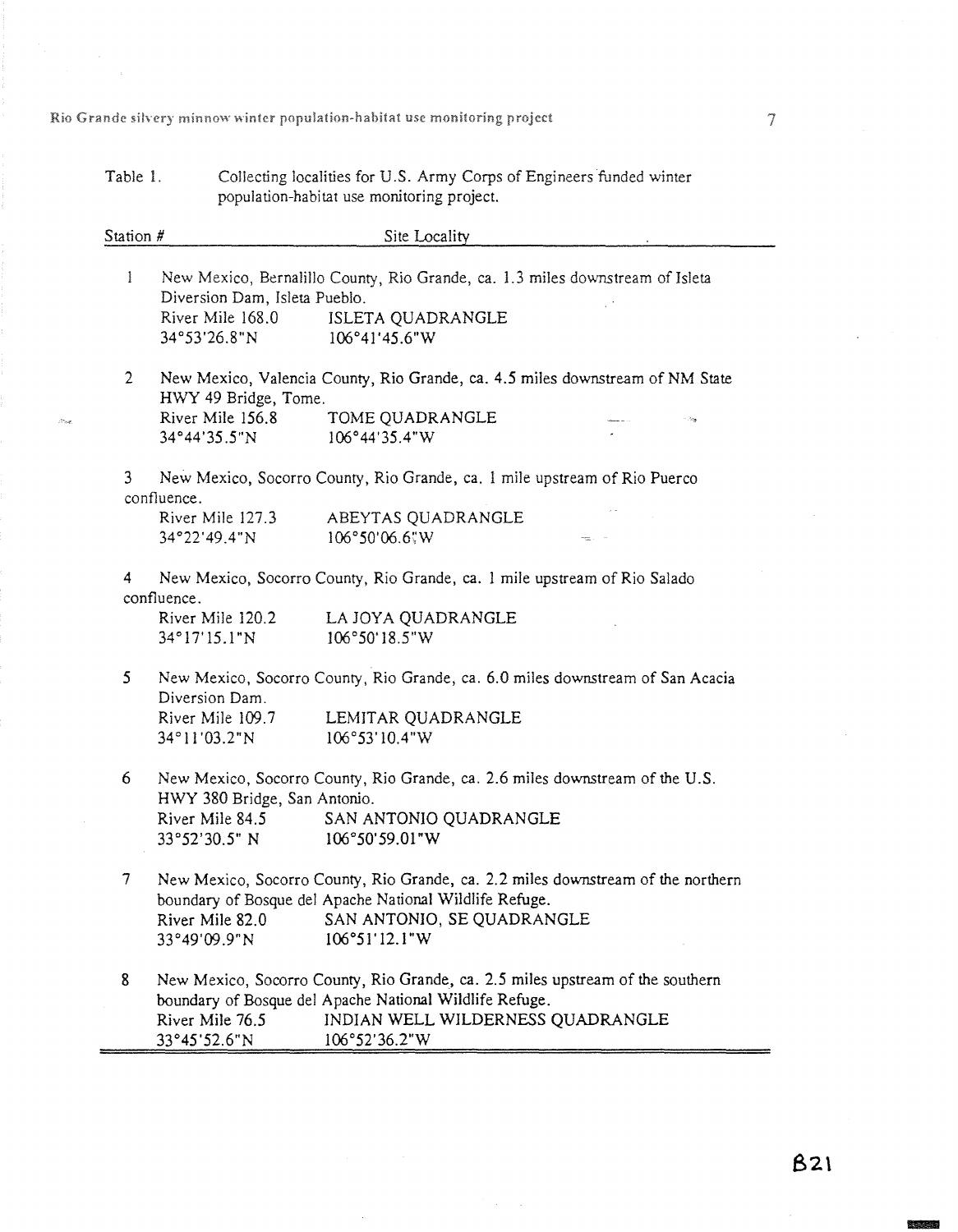Table 1. Collecting localities for U.S. Army Corps of Engineers funded winter population-habitat use monitoring project.

| Station # | Site Locality |
|---|---|
| 1 | New Mexico, Bernalillo County, Rio Grande, ca. 1.3 miles downstream of Isleta Diversion Dam, Isleta Pueblo.<br>River Mile 168.0 ISLETA QUADRANGLE<br>34°53'26.8"N 106°41'45.6"W |
| 2 | New Mexico, Valencia County, Rio Grande, ca. 4.5 miles downstream of NM State HWY 49 Bridge, Tome.<br>River Mile 156.8 TOME QUADRANGLE<br>34°44'35.5"N 106°44'35.4"W |
| 3 | New Mexico, Socorro County, Rio Grande, ca. 1 mile upstream of Rio Puerco confluence.<br>River Mile 127.3 ABEYTAS QUADRANGLE<br>34°22'49.4"N 106°50'06.6"W |
| 4 | New Mexico, Socorro County, Rio Grande, ca. 1 mile upstream of Rio Salado confluence.<br>River Mile 120.2 LA JOYA QUADRANGLE<br>34°17'15.1"N 106°50'18.5"W |
| 5 | New Mexico, Socorro County, Rio Grande, ca. 6.0 miles downstream of San Acacia Diversion Dam.<br>River Mile 109.7 LEMITAR QUADRANGLE<br>34°11'03.2"N 106°53'10.4"W |
| 6 | New Mexico, Socorro County, Rio Grande, ca. 2.6 miles downstream of the U.S. HWY 380 Bridge, San Antonio.<br>River Mile 84.5 SAN ANTONIO QUADRANGLE<br>33°52'30.5" N 106°50'59.01"W |
| 7 | New Mexico, Socorro County, Rio Grande, ca. 2.2 miles downstream of the northern boundary of Bosque del Apache National Wildlife Refuge.<br>River Mile 82.0 SAN ANTONIO, SE QUADRANGLE<br>33°49'09.9"N 106°51'12.1"W |
| 8 | New Mexico, Socorro County, Rio Grande, ca. 2.5 miles upstream of the southern boundary of Bosque del Apache National Wildlife Refuge.<br>River Mile 76.5 INDIAN WELL WILDERNESS QUADRANGLE<br>33°45'52.6"N 106°52'36.2"W |

B21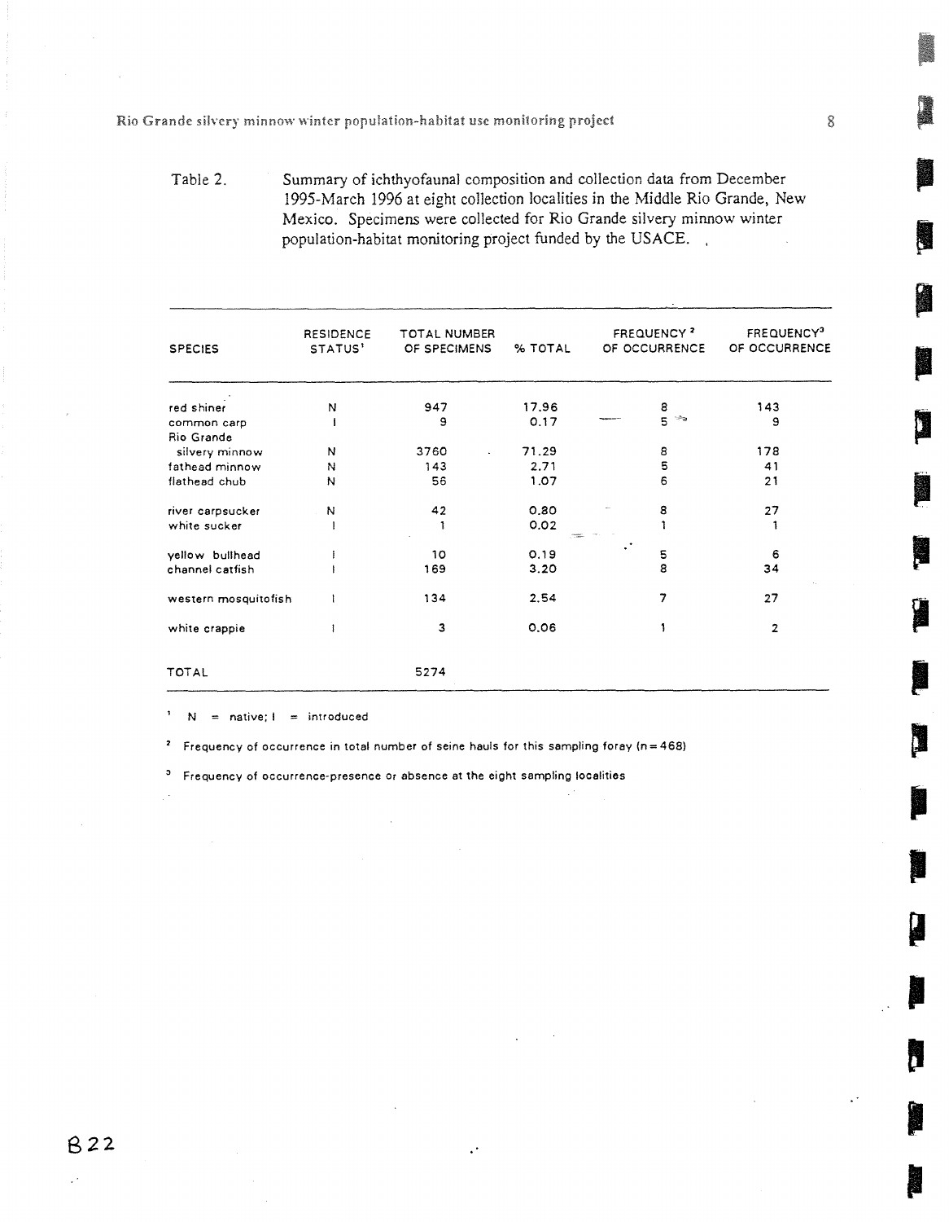Table 2. Summary of ichthyofaunal composition and collection data from December 1995-March 1996 at eight collection localities in the Middle Rio Grande, New Mexico. Specimens were collected for Rio Grande silvery minnow winter population-habitat monitoring project funded by the USACE.

| SPECIES | RESIDENCE STATUS[1] | TOTAL NUMBER OF SPECIMENS | % TOTAL | FREQUENCY[2] OF OCCURRENCE | FREQUENCY[3] OF OCCURRENCE |
|---|---|---|---|---|---|
| red shiner | N | 947 | 17.96 | 8 | 143 |
| common carp | I | 9 | 0.17 | 5 | 9 |
| Rio Grande silvery minnow | N | 3760 | 71.29 | 8 | 178 |
| fathead minnow | N | 143 | 2.71 | 5 | 41 |
| flathead chub | N | 56 | 1.07 | 6 | 21 |
| river carpsucker | N | 42 | 0.80 | 8 | 27 |
| white sucker | I | 1 | 0.02 | 1 | 1 |
| yellow bullhead | I | 10 | 0.19 | 5 | 6 |
| channel catfish | I | 169 | 3.20 | 8 | 34 |
| western mosquitofish | I | 134 | 2.54 | 7 | 27 |
| white crappie | I | 3 | 0.06 | 1 | 2 |
| TOTAL | | 5274 | | | |

[1] N = native; I = introduced

[2] Frequency of occurrence in total number of seine hauls for this sampling foray (n=468)

[3] Frequency of occurrence-presence or absence at the eight sampling localities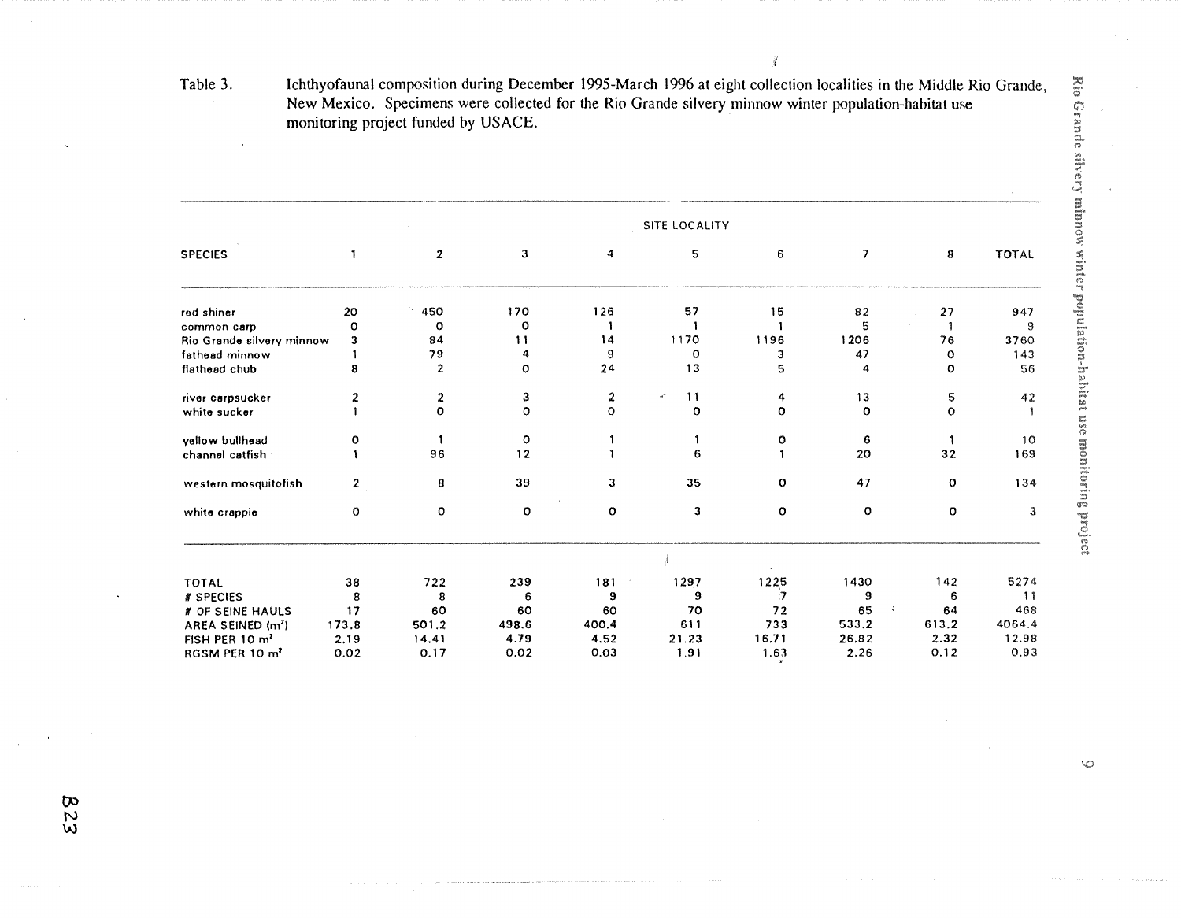Table 3. Ichthyofaunal composition during December 1995-March 1996 at eight collection localities in the Middle Rio Grande, New Mexico. Specimens were collected for the Rio Grande silvery minnow winter population-habitat use monitoring project funded by USACE.

| | SITE LOCALITY | | | | | | | | |
|---|---|---|---|---|---|---|---|---|---|
| SPECIES | 1 | 2 | 3 | 4 | 5 | 6 | 7 | 8 | TOTAL |
| red shiner | 20 | 450 | 170 | 126 | 57 | 15 | 82 | 27 | 947 |
| common carp | 0 | 0 | 0 | 1 | 1 | 1 | 5 | 1 | 9 |
| Rio Grande silvery minnow | 3 | 84 | 11 | 14 | 1170 | 1196 | 1206 | 76 | 3760 |
| fathead minnow | 1 | 79 | 4 | 9 | 0 | 3 | 47 | 0 | 143 |
| flathead chub | 8 | 2 | 0 | 24 | 13 | 5 | 4 | 0 | 56 |
| river carpsucker | 2 | 2 | 3 | 2 | 11 | 4 | 13 | 5 | 42 |
| white sucker | 1 | 0 | 0 | 0 | 0 | 0 | 0 | 0 | 1 |
| yellow bullhead | 0 | 1 | 0 | 1 | 1 | 0 | 6 | 1 | 10 |
| channel catfish | 1 | 96 | 12 | 1 | 6 | 1 | 20 | 32 | 169 |
| western mosquitofish | 2 | 8 | 39 | 3 | 35 | 0 | 47 | 0 | 134 |
| white crappie | 0 | 0 | 0 | 0 | 3 | 0 | 0 | 0 | 3 |
| TOTAL | 38 | 722 | 239 | 181 | 1297 | 1225 | 1430 | 142 | 5274 |
| # SPECIES | 8 | 8 | 6 | 9 | 9 | 7 | 9 | 6 | 11 |
| # OF SEINE HAULS | 17 | 60 | 60 | 60 | 70 | 72 | 65 | 64 | 468 |
| AREA SEINED ($m^2$) | 173.8 | 501.2 | 498.6 | 400.4 | 611 | 733 | 533.2 | 613.2 | 4064.4 |
| FISH PER 10 $m^2$ | 2.19 | 14.41 | 4.79 | 4.52 | 21.23 | 16.71 | 26.82 | 2.32 | 12.98 |
| RGSM PER 10 $m^2$ | 0.02 | 0.17 | 0.02 | 0.03 | 1.91 | 1.63 | 2.26 | 0.12 | 0.93 |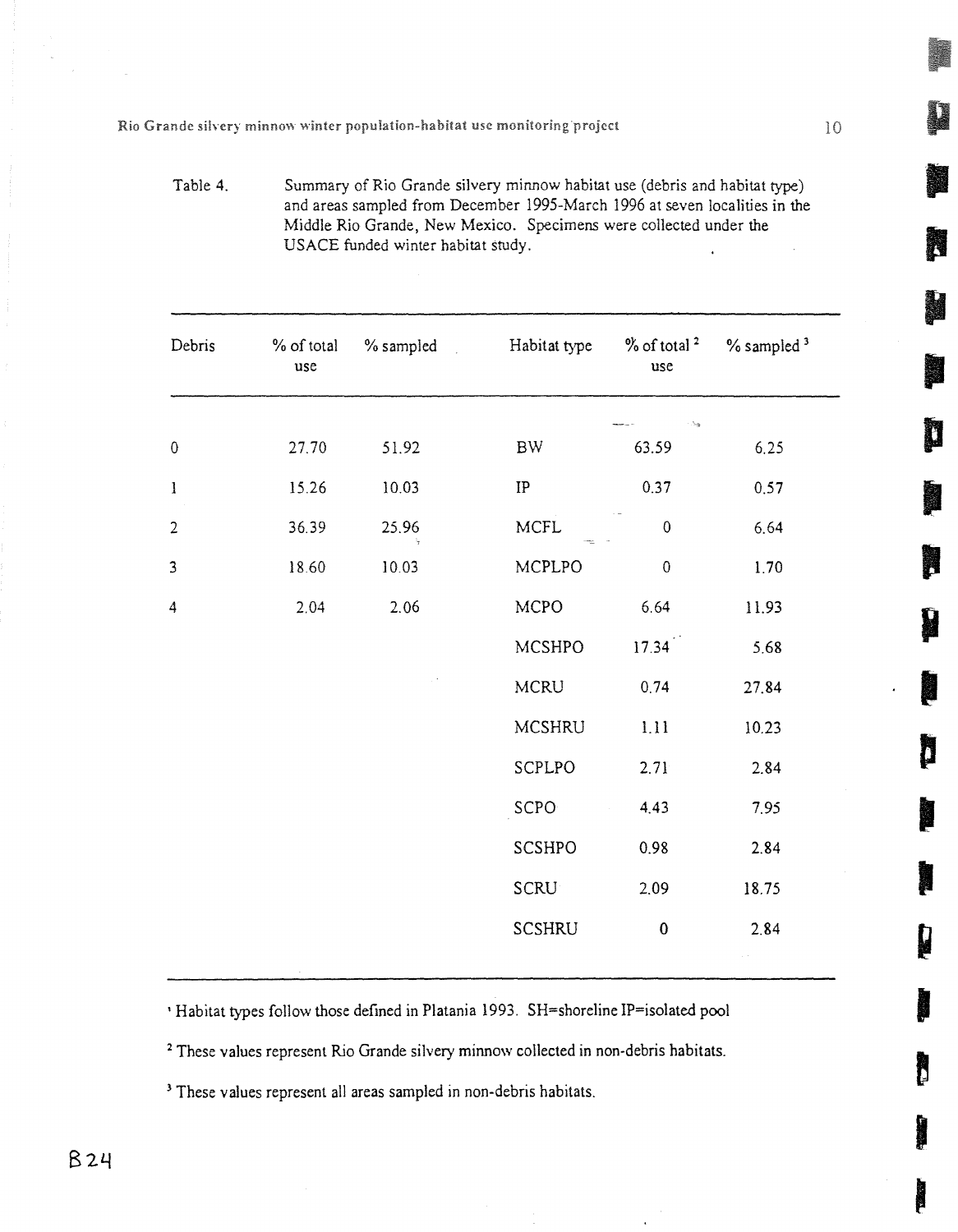Table 4. Summary of Rio Grande silvery minnow habitat use (debris and habitat type) and areas sampled from December 1995-March 1996 at seven localities in the Middle Rio Grande, New Mexico. Specimens were collected under the USACE funded winter habitat study.

| Debris | % of total use | % sampled | Habitat type | % of total [2] use | % sampled [3] |
|---|---|---|---|---|---|
| 0 | 27.70 | 51.92 | BW | 63.59 | 6.25 |
| 1 | 15.26 | 10.03 | IP | 0.37 | 0.57 |
| 2 | 36.39 | 25.96 | MCFL | 0 | 6.64 |
| 3 | 18.60 | 10.03 | MCPLPO | 0 | 1.70 |
| 4 | 2.04 | 2.06 | MCPO | 6.64 | 11.93 |
| | | | MCSHPO | 17.34 | 5.68 |
| | | | MCRU | 0.74 | 27.84 |
| | | | MCSHRU | 1.11 | 10.23 |
| | | | SCPLPO | 2.71 | 2.84 |
| | | | SCPO | 4.43 | 7.95 |
| | | | SCSHPO | 0.98 | 2.84 |
| | | | SCRU | 2.09 | 18.75 |
| | | | SCSHRU | 0 | 2.84 |

[1] Habitat types follow those defined in Platania 1993. SH=shoreline IP=isolated pool

[2] These values represent Rio Grande silvery minnow collected in non-debris habitats.

[3] These values represent all areas sampled in non-debris habitats.

B24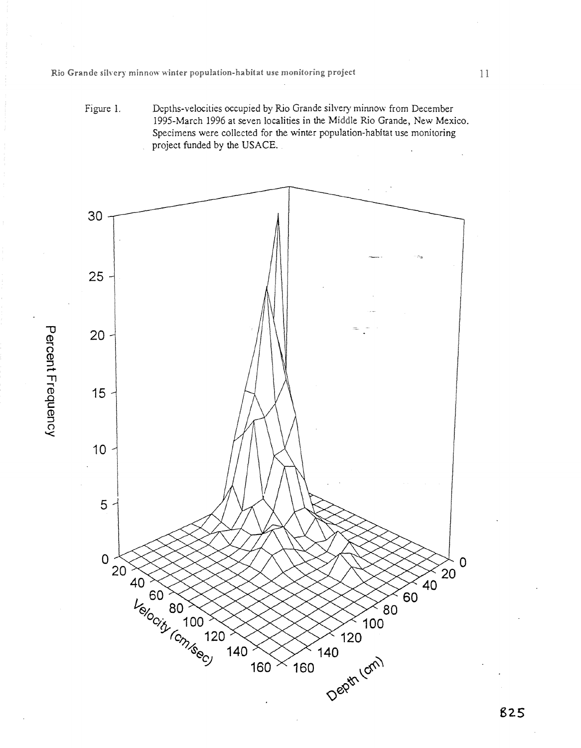Figure 1. Depths-velocities occupied by Rio Grande silvery minnow from December 1995-March 1996 at seven localities in the Middle Rio Grande, New Mexico. Specimens were collected for the winter population-habitat use monitoring project funded by the USACE.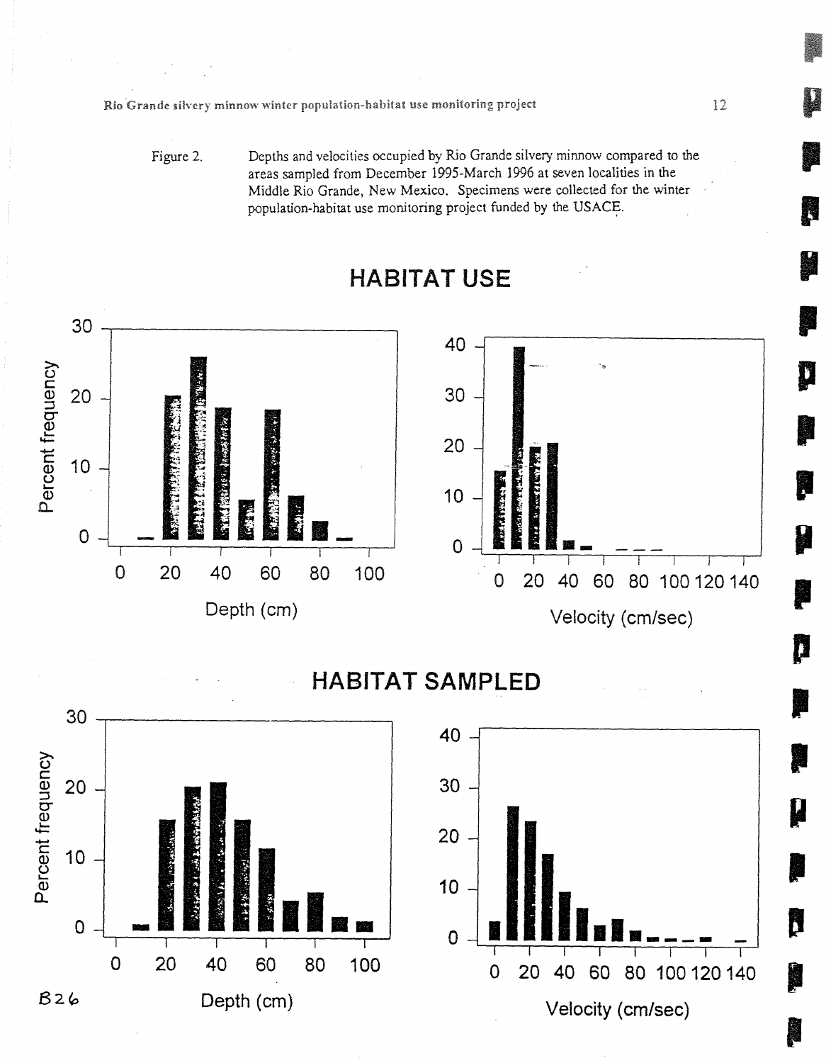Figure 2. Depths and velocities occupied by Rio Grande silvery minnow compared to the areas sampled from December 1995-March 1996 at seven localities in the Middle Rio Grande, New Mexico. Specimens were collected for the winter population-habitat use monitoring project funded by the USACE.

## HABITAT USE

## HABITAT SAMPLED

B26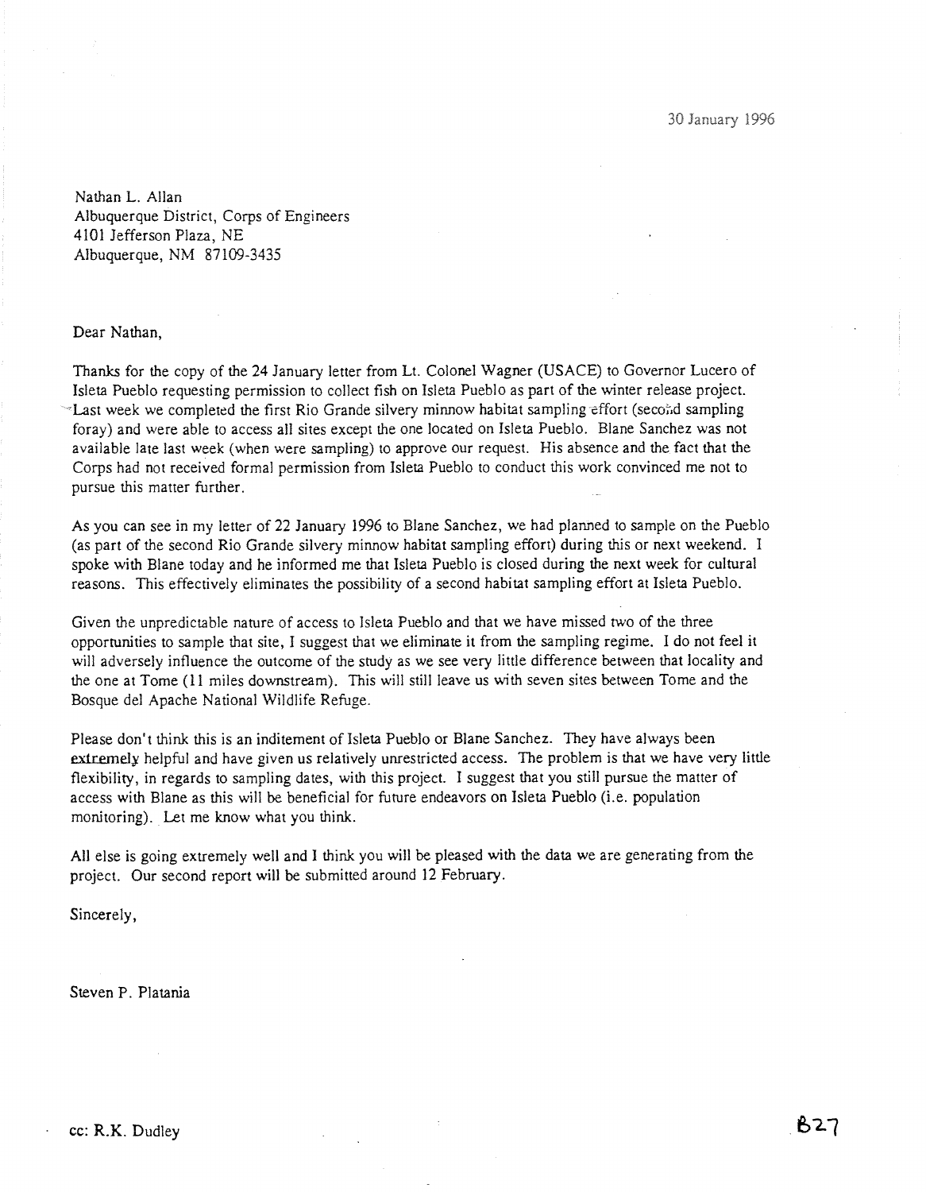30 January 1996

Nathan L. Allan  
Albuquerque District, Corps of Engineers  
4101 Jefferson Plaza, NE  
Albuquerque, NM 87109-3435

Dear Nathan,

Thanks for the copy of the 24 January letter from Lt. Colonel Wagner (USACE) to Governor Lucero of Isleta Pueblo requesting permission to collect fish on Isleta Pueblo as part of the winter release project. Last week we completed the first Rio Grande silvery minnow habitat sampling effort (second sampling foray) and were able to access all sites except the one located on Isleta Pueblo. Blane Sanchez was not available late last week (when were sampling) to approve our request. His absence and the fact that the Corps had not received formal permission from Isleta Pueblo to conduct this work convinced me not to pursue this matter further.

As you can see in my letter of 22 January 1996 to Blane Sanchez, we had planned to sample on the Pueblo (as part of the second Rio Grande silvery minnow habitat sampling effort) during this or next weekend. I spoke with Blane today and he informed me that Isleta Pueblo is closed during the next week for cultural reasons. This effectively eliminates the possibility of a second habitat sampling effort at Isleta Pueblo.

Given the unpredictable nature of access to Isleta Pueblo and that we have missed two of the three opportunities to sample that site, I suggest that we eliminate it from the sampling regime. I do not feel it will adversely influence the outcome of the study as we see very little difference between that locality and the one at Tome (11 miles downstream). This will still leave us with seven sites between Tome and the Bosque del Apache National Wildlife Refuge.

Please don't think this is an inditement of Isleta Pueblo or Blane Sanchez. They have always been extremely helpful and have given us relatively unrestricted access. The problem is that we have very little flexibility, in regards to sampling dates, with this project. I suggest that you still pursue the matter of access with Blane as this will be beneficial for future endeavors on Isleta Pueblo (i.e. population monitoring). Let me know what you think.

All else is going extremely well and I think you will be pleased with the data we are generating from the project. Our second report will be submitted around 12 February.

Sincerely,

Steven P. Platania

cc: R.K. Dudley

B27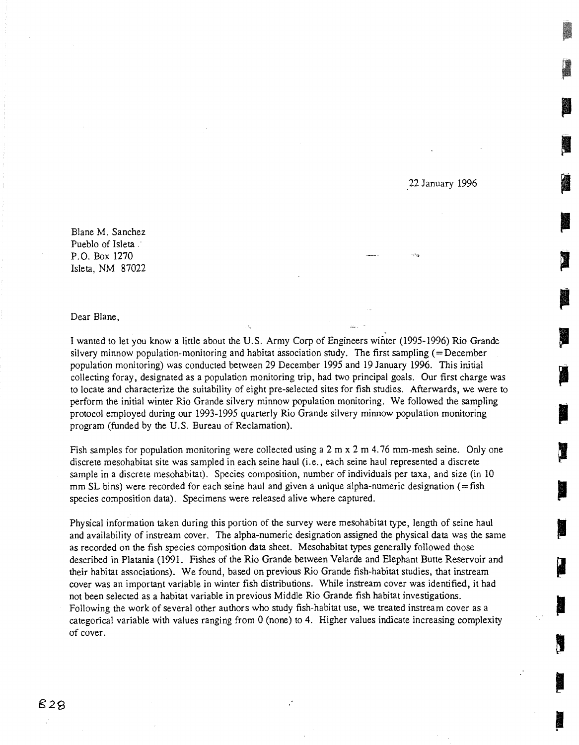22 January 1996

Blane M. Sanchez
Pueblo of Isleta
P.O. Box 1270
Isleta, NM 87022

Dear Blane,

I wanted to let you know a little about the U.S. Army Corp of Engineers winter (1995-1996) Rio Grande silvery minnow population-monitoring and habitat association study. The first sampling (=December population monitoring) was conducted between 29 December 1995 and 19 January 1996. This initial collecting foray, designated as a population monitoring trip, had two principal goals. Our first charge was to locate and characterize the suitability of eight pre-selected sites for fish studies. Afterwards, we were to perform the initial winter Rio Grande silvery minnow population monitoring. We followed the sampling protocol employed during our 1993-1995 quarterly Rio Grande silvery minnow population monitoring program (funded by the U.S. Bureau of Reclamation).

Fish samples for population monitoring were collected using a 2 m x 2 m 4.76 mm-mesh seine. Only one discrete mesohabitat site was sampled in each seine haul (i.e., each seine haul represented a discrete sample in a discrete mesohabitat). Species composition, number of individuals per taxa, and size (in 10 mm SL bins) were recorded for each seine haul and given a unique alpha-numeric designation (=fish species composition data). Specimens were released alive where captured.

Physical information taken during this portion of the survey were mesohabitat type, length of seine haul and availability of instream cover. The alpha-numeric designation assigned the physical data was the same as recorded on the fish species composition data sheet. Mesohabitat types generally followed those described in Platania (1991. Fishes of the Rio Grande between Velarde and Elephant Butte Reservoir and their habitat associations). We found, based on previous Rio Grande fish-habitat studies, that instream cover was an important variable in winter fish distributions. While instream cover was identified, it had not been selected as a habitat variable in previous Middle Rio Grande fish habitat investigations. Following the work of several other authors who study fish-habitat use, we treated instream cover as a categorical variable with values ranging from 0 (none) to 4. Higher values indicate increasing complexity of cover.

B28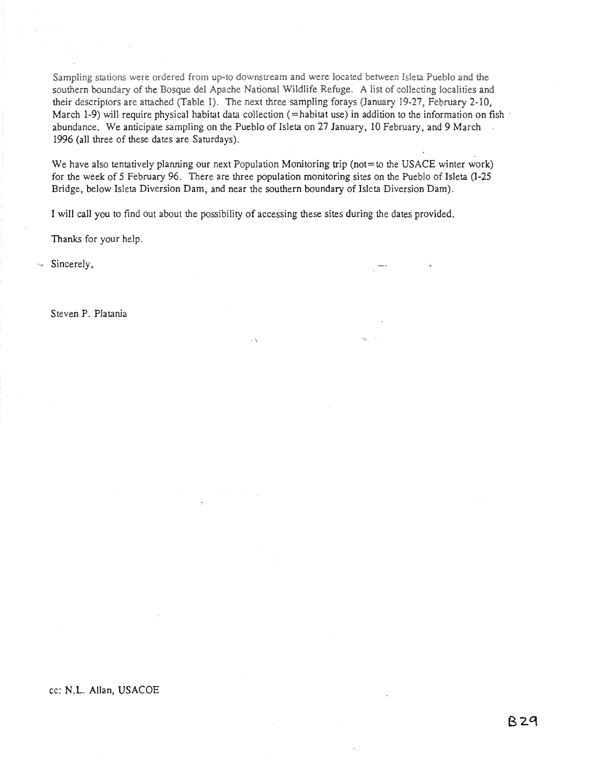Sampling stations were ordered from up-to downstream and were located between Isleta Pueblo and the southern boundary of the Bosque del Apache National Wildlife Refuge. A list of collecting localities and their descriptors are attached (Table 1). The next three sampling forays (January 19-27, February 2-10, March 1-9) will require physical habitat data collection (=habitat use) in addition to the information on fish abundance. We anticipate sampling on the Pueblo of Isleta on 27 January, 10 February, and 9 March 1996 (all three of these dates are Saturdays).

We have also tentatively planning our next Population Monitoring trip (not=to the USACE winter work) for the week of 5 February 96. There are three population monitoring sites on the Pueblo of Isleta (I-25 Bridge, below Isleta Diversion Dam, and near the southern boundary of Isleta Diversion Dam).

I will call you to find out about the possibility of accessing these sites during the dates provided.

Thanks for your help.

Sincerely,

Steven P. Platania

cc: N.L. Allan, USACOE

B29